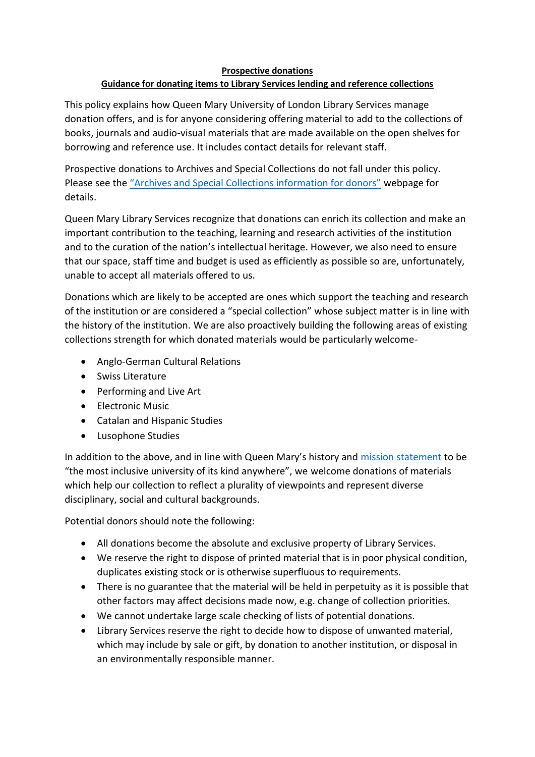# Prospective donations

## Guidance for donating items to Library Services lending and reference collections

This policy explains how Queen Mary University of London Library Services manage donation offers, and is for anyone considering offering material to add to the collections of books, journals and audio-visual materials that are made available on the open shelves for borrowing and reference use. It includes contact details for relevant staff.

Prospective donations to Archives and Special Collections do not fall under this policy. Please see the "Archives and Special Collections information for donors" webpage for details.

Queen Mary Library Services recognize that donations can enrich its collection and make an important contribution to the teaching, learning and research activities of the institution and to the curation of the nation's intellectual heritage. However, we also need to ensure that our space, staff time and budget is used as efficiently as possible so are, unfortunately, unable to accept all materials offered to us.

Donations which are likely to be accepted are ones which support the teaching and research of the institution or are considered a "special collection" whose subject matter is in line with the history of the institution. We are also proactively building the following areas of existing collections strength for which donated materials would be particularly welcome-

- Anglo-German Cultural Relations
- Swiss Literature
- Performing and Live Art
- Electronic Music
- Catalan and Hispanic Studies
- Lusophone Studies

In addition to the above, and in line with Queen Mary's history and mission statement to be "the most inclusive university of its kind anywhere", we welcome donations of materials which help our collection to reflect a plurality of viewpoints and represent diverse disciplinary, social and cultural backgrounds.

Potential donors should note the following:

- All donations become the absolute and exclusive property of Library Services.
- We reserve the right to dispose of printed material that is in poor physical condition, duplicates existing stock or is otherwise superfluous to requirements.
- There is no guarantee that the material will be held in perpetuity as it is possible that other factors may affect decisions made now, e.g. change of collection priorities.
- We cannot undertake large scale checking of lists of potential donations.
- Library Services reserve the right to decide how to dispose of unwanted material, which may include by sale or gift, by donation to another institution, or disposal in an environmentally responsible manner.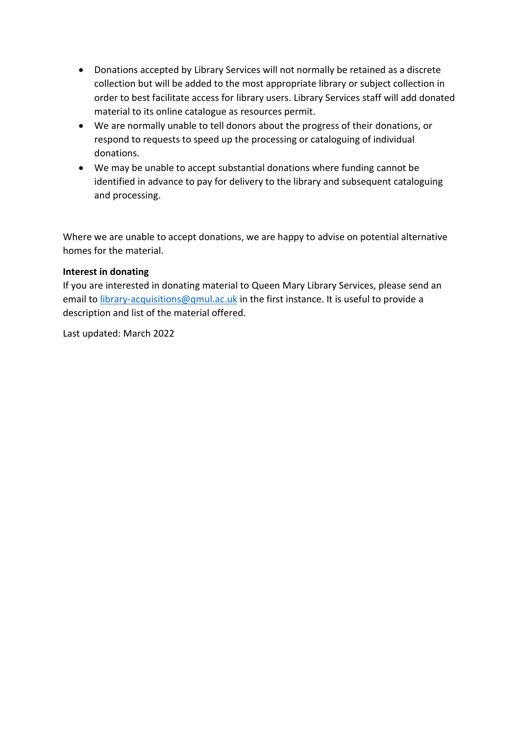- Donations accepted by Library Services will not normally be retained as a discrete collection but will be added to the most appropriate library or subject collection in order to best facilitate access for library users. Library Services staff will add donated material to its online catalogue as resources permit.
- We are normally unable to tell donors about the progress of their donations, or respond to requests to speed up the processing or cataloguing of individual donations.
- We may be unable to accept substantial donations where funding cannot be identified in advance to pay for delivery to the library and subsequent cataloguing and processing.

Where we are unable to accept donations, we are happy to advise on potential alternative homes for the material.

**Interest in donating**

If you are interested in donating material to Queen Mary Library Services, please send an email to [library-acquisitions@qmul.ac.uk](mailto:library-acquisitions@qmul.ac.uk) in the first instance. It is useful to provide a description and list of the material offered.

Last updated: March 2022